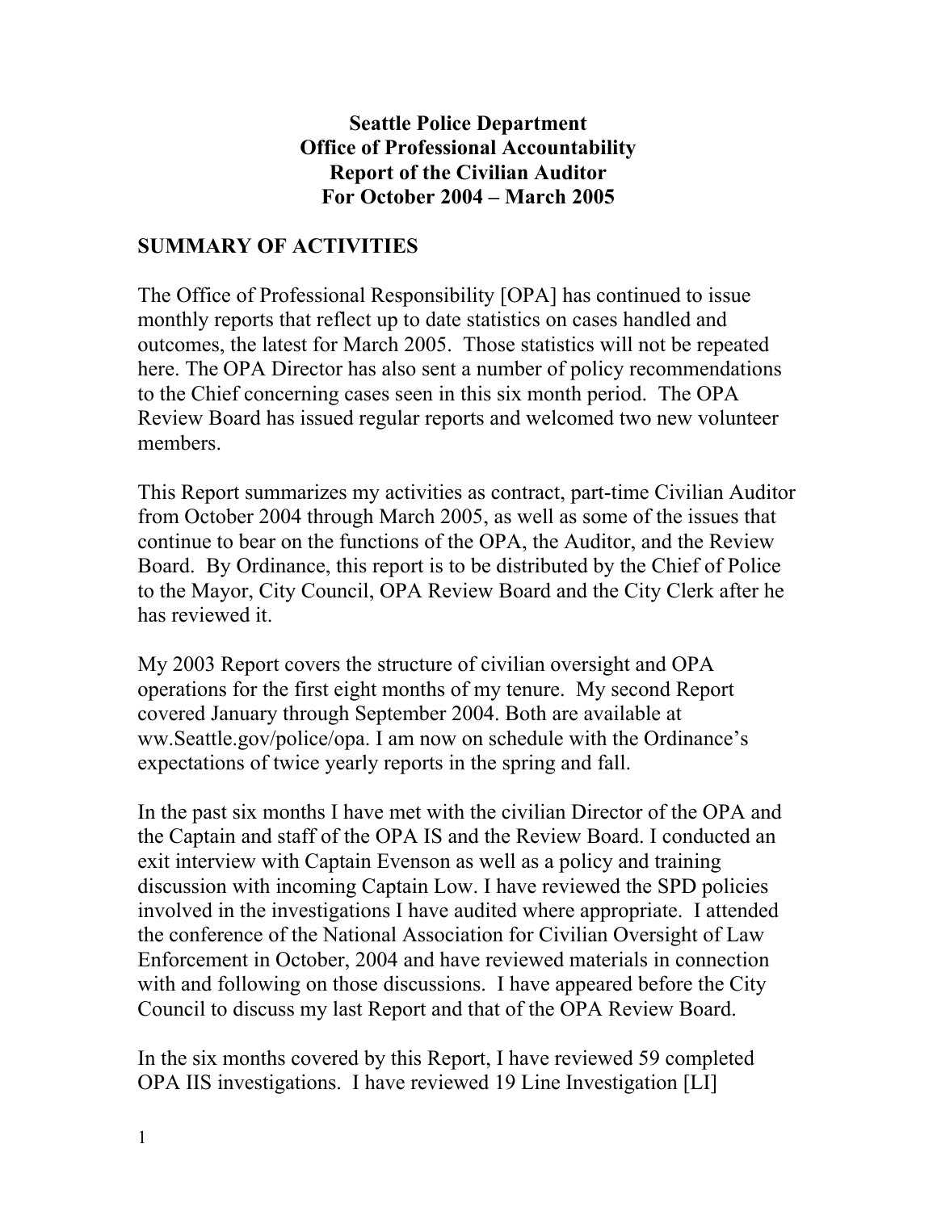# Seattle Police Department
# Office of Professional Accountability
# Report of the Civilian Auditor
# For October 2004 – March 2005

## SUMMARY OF ACTIVITIES

The Office of Professional Responsibility [OPA] has continued to issue monthly reports that reflect up to date statistics on cases handled and outcomes, the latest for March 2005. Those statistics will not be repeated here. The OPA Director has also sent a number of policy recommendations to the Chief concerning cases seen in this six month period. The OPA Review Board has issued regular reports and welcomed two new volunteer members.

This Report summarizes my activities as contract, part-time Civilian Auditor from October 2004 through March 2005, as well as some of the issues that continue to bear on the functions of the OPA, the Auditor, and the Review Board. By Ordinance, this report is to be distributed by the Chief of Police to the Mayor, City Council, OPA Review Board and the City Clerk after he has reviewed it.

My 2003 Report covers the structure of civilian oversight and OPA operations for the first eight months of my tenure. My second Report covered January through September 2004. Both are available at ww.Seattle.gov/police/opa. I am now on schedule with the Ordinance's expectations of twice yearly reports in the spring and fall.

In the past six months I have met with the civilian Director of the OPA and the Captain and staff of the OPA IS and the Review Board. I conducted an exit interview with Captain Evenson as well as a policy and training discussion with incoming Captain Low. I have reviewed the SPD policies involved in the investigations I have audited where appropriate. I attended the conference of the National Association for Civilian Oversight of Law Enforcement in October, 2004 and have reviewed materials in connection with and following on those discussions. I have appeared before the City Council to discuss my last Report and that of the OPA Review Board.

In the six months covered by this Report, I have reviewed 59 completed OPA IIS investigations. I have reviewed 19 Line Investigation [LI]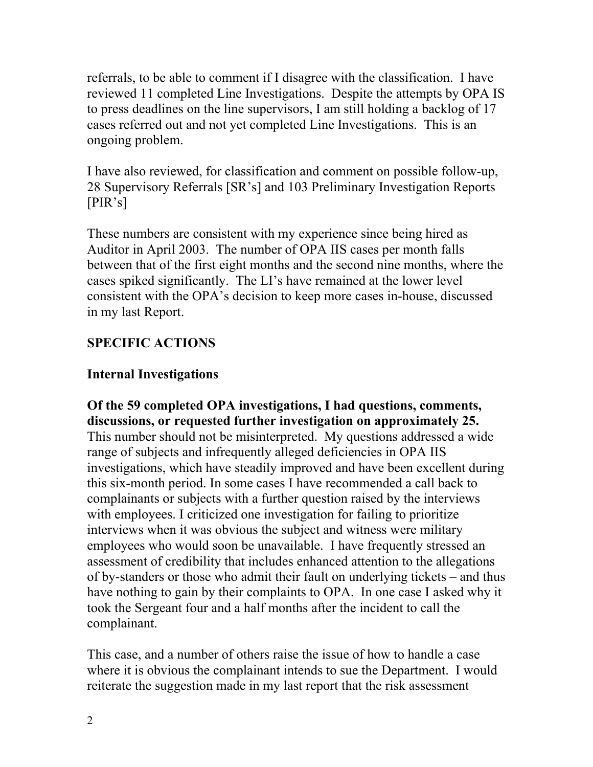referrals, to be able to comment if I disagree with the classification. I have reviewed 11 completed Line Investigations. Despite the attempts by OPA IS to press deadlines on the line supervisors, I am still holding a backlog of 17 cases referred out and not yet completed Line Investigations. This is an ongoing problem.

I have also reviewed, for classification and comment on possible follow-up, 28 Supervisory Referrals [SR's] and 103 Preliminary Investigation Reports [PIR's]

These numbers are consistent with my experience since being hired as Auditor in April 2003. The number of OPA IIS cases per month falls between that of the first eight months and the second nine months, where the cases spiked significantly. The LI's have remained at the lower level consistent with the OPA's decision to keep more cases in-house, discussed in my last Report.

## SPECIFIC ACTIONS

### Internal Investigations

**Of the 59 completed OPA investigations, I had questions, comments, discussions, or requested further investigation on approximately 25.** This number should not be misinterpreted. My questions addressed a wide range of subjects and infrequently alleged deficiencies in OPA IIS investigations, which have steadily improved and have been excellent during this six-month period. In some cases I have recommended a call back to complainants or subjects with a further question raised by the interviews with employees. I criticized one investigation for failing to prioritize interviews when it was obvious the subject and witness were military employees who would soon be unavailable. I have frequently stressed an assessment of credibility that includes enhanced attention to the allegations of by-standers or those who admit their fault on underlying tickets – and thus have nothing to gain by their complaints to OPA. In one case I asked why it took the Sergeant four and a half months after the incident to call the complainant.

This case, and a number of others raise the issue of how to handle a case where it is obvious the complainant intends to sue the Department. I would reiterate the suggestion made in my last report that the risk assessment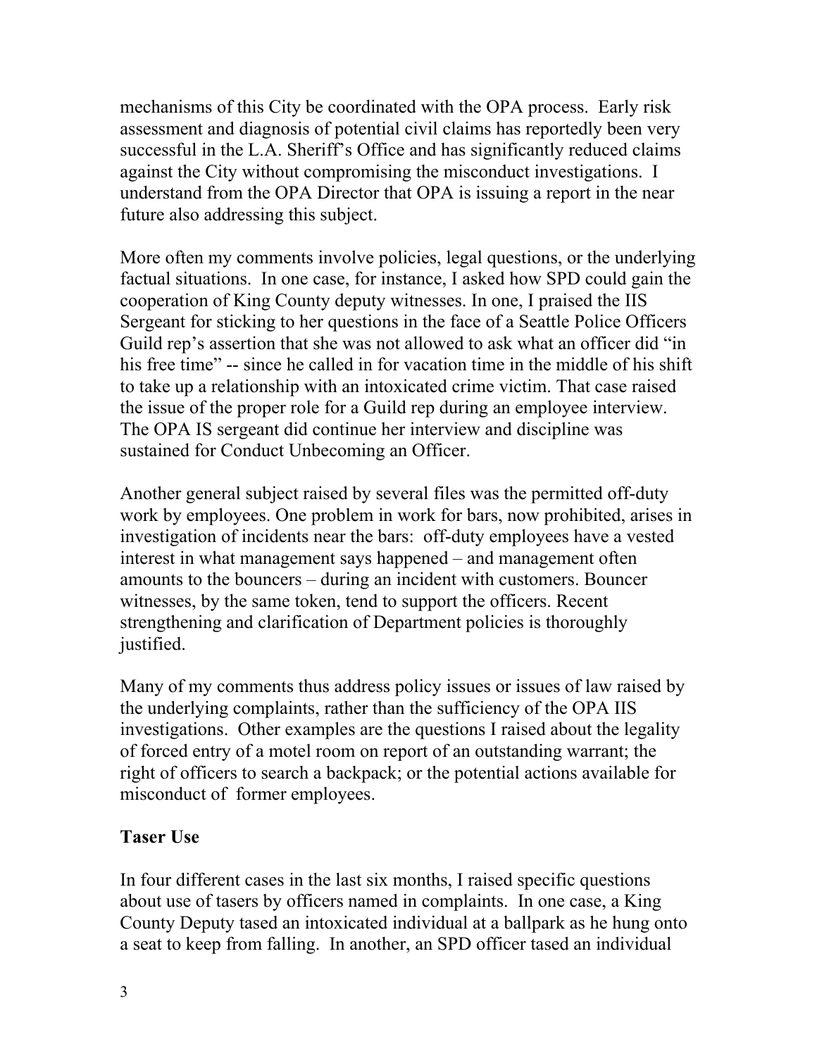mechanisms of this City be coordinated with the OPA process. Early risk assessment and diagnosis of potential civil claims has reportedly been very successful in the L.A. Sheriff's Office and has significantly reduced claims against the City without compromising the misconduct investigations. I understand from the OPA Director that OPA is issuing a report in the near future also addressing this subject.

More often my comments involve policies, legal questions, or the underlying factual situations. In one case, for instance, I asked how SPD could gain the cooperation of King County deputy witnesses. In one, I praised the IIS Sergeant for sticking to her questions in the face of a Seattle Police Officers Guild rep's assertion that she was not allowed to ask what an officer did "in his free time" -- since he called in for vacation time in the middle of his shift to take up a relationship with an intoxicated crime victim. That case raised the issue of the proper role for a Guild rep during an employee interview. The OPA IS sergeant did continue her interview and discipline was sustained for Conduct Unbecoming an Officer.

Another general subject raised by several files was the permitted off-duty work by employees. One problem in work for bars, now prohibited, arises in investigation of incidents near the bars: off-duty employees have a vested interest in what management says happened – and management often amounts to the bouncers – during an incident with customers. Bouncer witnesses, by the same token, tend to support the officers. Recent strengthening and clarification of Department policies is thoroughly justified.

Many of my comments thus address policy issues or issues of law raised by the underlying complaints, rather than the sufficiency of the OPA IIS investigations. Other examples are the questions I raised about the legality of forced entry of a motel room on report of an outstanding warrant; the right of officers to search a backpack; or the potential actions available for misconduct of former employees.

**Taser Use**

In four different cases in the last six months, I raised specific questions about use of tasers by officers named in complaints. In one case, a King County Deputy tased an intoxicated individual at a ballpark as he hung onto a seat to keep from falling. In another, an SPD officer tased an individual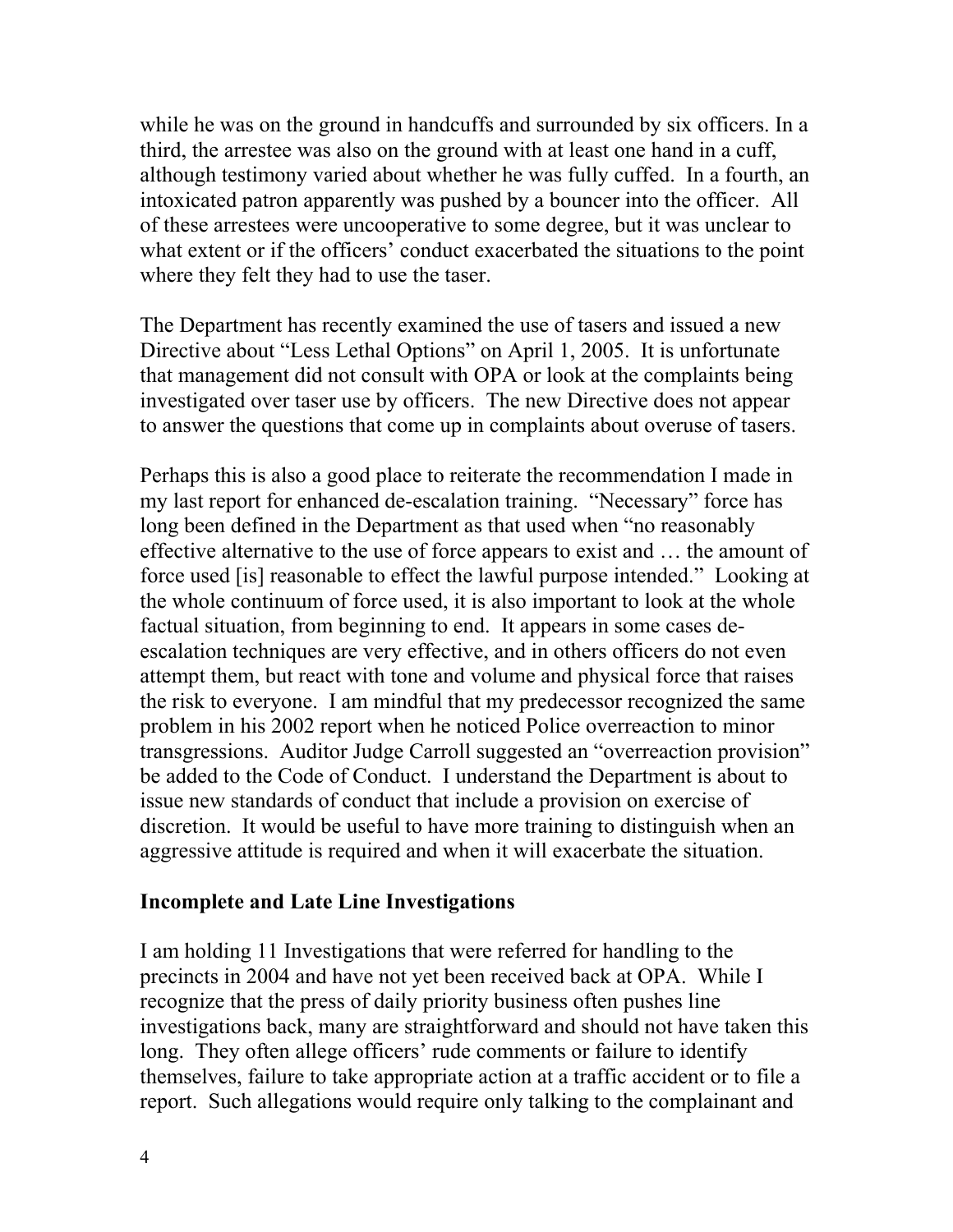while he was on the ground in handcuffs and surrounded by six officers. In a third, the arrestee was also on the ground with at least one hand in a cuff, although testimony varied about whether he was fully cuffed. In a fourth, an intoxicated patron apparently was pushed by a bouncer into the officer. All of these arrestees were uncooperative to some degree, but it was unclear to what extent or if the officers' conduct exacerbated the situations to the point where they felt they had to use the taser.

The Department has recently examined the use of tasers and issued a new Directive about "Less Lethal Options" on April 1, 2005. It is unfortunate that management did not consult with OPA or look at the complaints being investigated over taser use by officers. The new Directive does not appear to answer the questions that come up in complaints about overuse of tasers.

Perhaps this is also a good place to reiterate the recommendation I made in my last report for enhanced de-escalation training. "Necessary" force has long been defined in the Department as that used when "no reasonably effective alternative to the use of force appears to exist and … the amount of force used [is] reasonable to effect the lawful purpose intended." Looking at the whole continuum of force used, it is also important to look at the whole factual situation, from beginning to end. It appears in some cases de-escalation techniques are very effective, and in others officers do not even attempt them, but react with tone and volume and physical force that raises the risk to everyone. I am mindful that my predecessor recognized the same problem in his 2002 report when he noticed Police overreaction to minor transgressions. Auditor Judge Carroll suggested an "overreaction provision" be added to the Code of Conduct. I understand the Department is about to issue new standards of conduct that include a provision on exercise of discretion. It would be useful to have more training to distinguish when an aggressive attitude is required and when it will exacerbate the situation.

## Incomplete and Late Line Investigations

I am holding 11 Investigations that were referred for handling to the precincts in 2004 and have not yet been received back at OPA. While I recognize that the press of daily priority business often pushes line investigations back, many are straightforward and should not have taken this long. They often allege officers' rude comments or failure to identify themselves, failure to take appropriate action at a traffic accident or to file a report. Such allegations would require only talking to the complainant and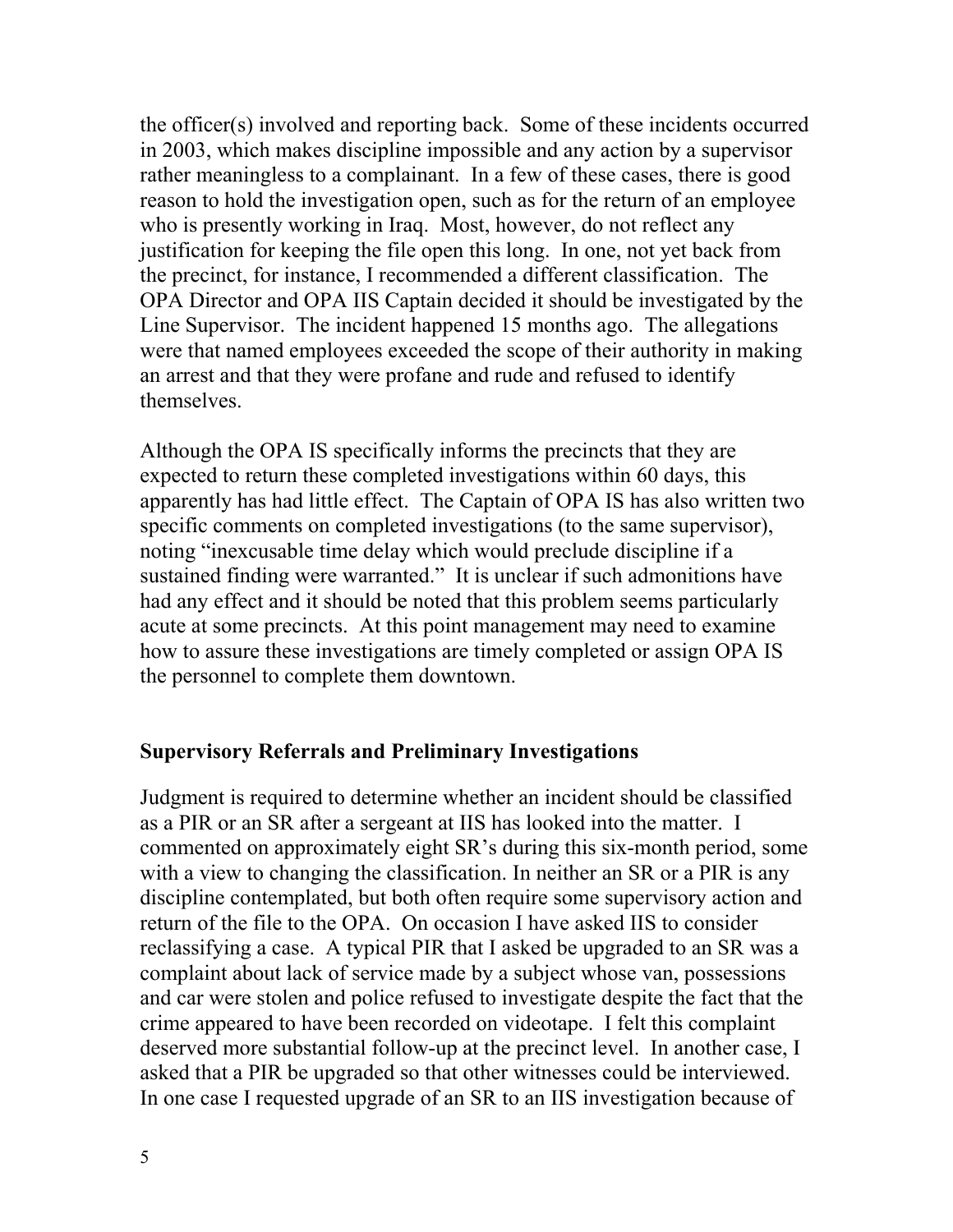the officer(s) involved and reporting back. Some of these incidents occurred in 2003, which makes discipline impossible and any action by a supervisor rather meaningless to a complainant. In a few of these cases, there is good reason to hold the investigation open, such as for the return of an employee who is presently working in Iraq. Most, however, do not reflect any justification for keeping the file open this long. In one, not yet back from the precinct, for instance, I recommended a different classification. The OPA Director and OPA IIS Captain decided it should be investigated by the Line Supervisor. The incident happened 15 months ago. The allegations were that named employees exceeded the scope of their authority in making an arrest and that they were profane and rude and refused to identify themselves.

Although the OPA IS specifically informs the precincts that they are expected to return these completed investigations within 60 days, this apparently has had little effect. The Captain of OPA IS has also written two specific comments on completed investigations (to the same supervisor), noting "inexcusable time delay which would preclude discipline if a sustained finding were warranted." It is unclear if such admonitions have had any effect and it should be noted that this problem seems particularly acute at some precincts. At this point management may need to examine how to assure these investigations are timely completed or assign OPA IS the personnel to complete them downtown.

## Supervisory Referrals and Preliminary Investigations

Judgment is required to determine whether an incident should be classified as a PIR or an SR after a sergeant at IIS has looked into the matter. I commented on approximately eight SR's during this six-month period, some with a view to changing the classification. In neither an SR or a PIR is any discipline contemplated, but both often require some supervisory action and return of the file to the OPA. On occasion I have asked IIS to consider reclassifying a case. A typical PIR that I asked be upgraded to an SR was a complaint about lack of service made by a subject whose van, possessions and car were stolen and police refused to investigate despite the fact that the crime appeared to have been recorded on videotape. I felt this complaint deserved more substantial follow-up at the precinct level. In another case, I asked that a PIR be upgraded so that other witnesses could be interviewed. In one case I requested upgrade of an SR to an IIS investigation because of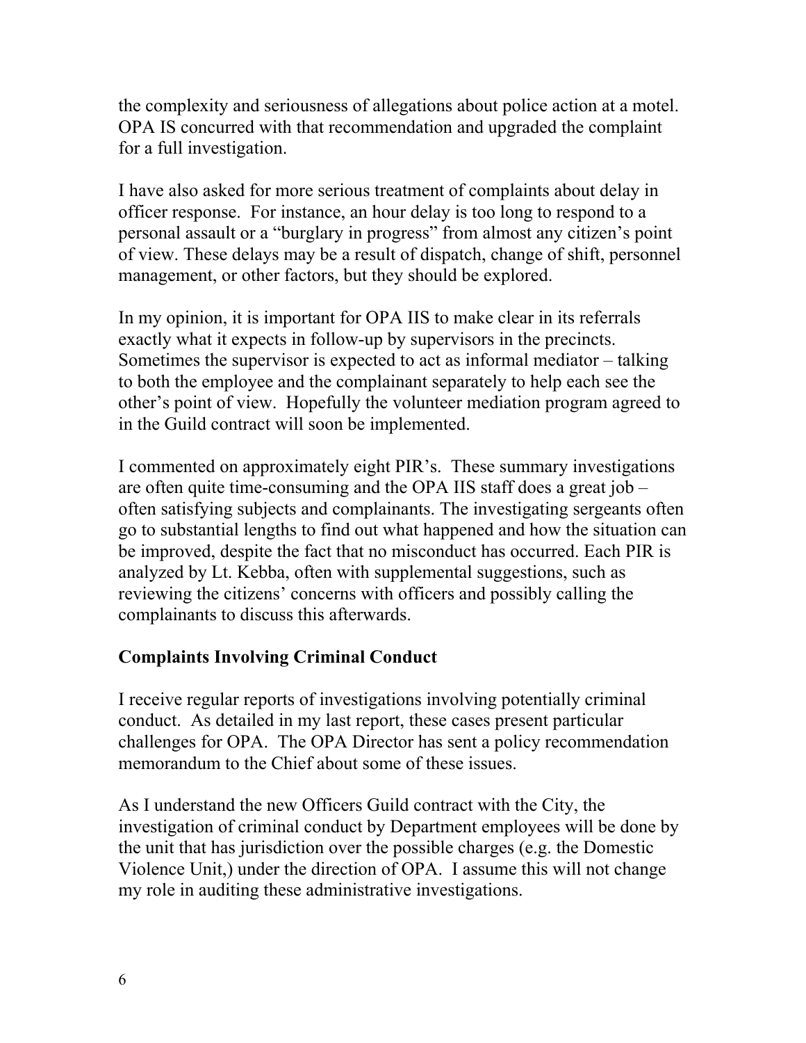the complexity and seriousness of allegations about police action at a motel. OPA IS concurred with that recommendation and upgraded the complaint for a full investigation.

I have also asked for more serious treatment of complaints about delay in officer response. For instance, an hour delay is too long to respond to a personal assault or a "burglary in progress" from almost any citizen's point of view. These delays may be a result of dispatch, change of shift, personnel management, or other factors, but they should be explored.

In my opinion, it is important for OPA IIS to make clear in its referrals exactly what it expects in follow-up by supervisors in the precincts. Sometimes the supervisor is expected to act as informal mediator – talking to both the employee and the complainant separately to help each see the other's point of view. Hopefully the volunteer mediation program agreed to in the Guild contract will soon be implemented.

I commented on approximately eight PIR's. These summary investigations are often quite time-consuming and the OPA IIS staff does a great job – often satisfying subjects and complainants. The investigating sergeants often go to substantial lengths to find out what happened and how the situation can be improved, despite the fact that no misconduct has occurred. Each PIR is analyzed by Lt. Kebba, often with supplemental suggestions, such as reviewing the citizens' concerns with officers and possibly calling the complainants to discuss this afterwards.

## Complaints Involving Criminal Conduct

I receive regular reports of investigations involving potentially criminal conduct. As detailed in my last report, these cases present particular challenges for OPA. The OPA Director has sent a policy recommendation memorandum to the Chief about some of these issues.

As I understand the new Officers Guild contract with the City, the investigation of criminal conduct by Department employees will be done by the unit that has jurisdiction over the possible charges (e.g. the Domestic Violence Unit,) under the direction of OPA. I assume this will not change my role in auditing these administrative investigations.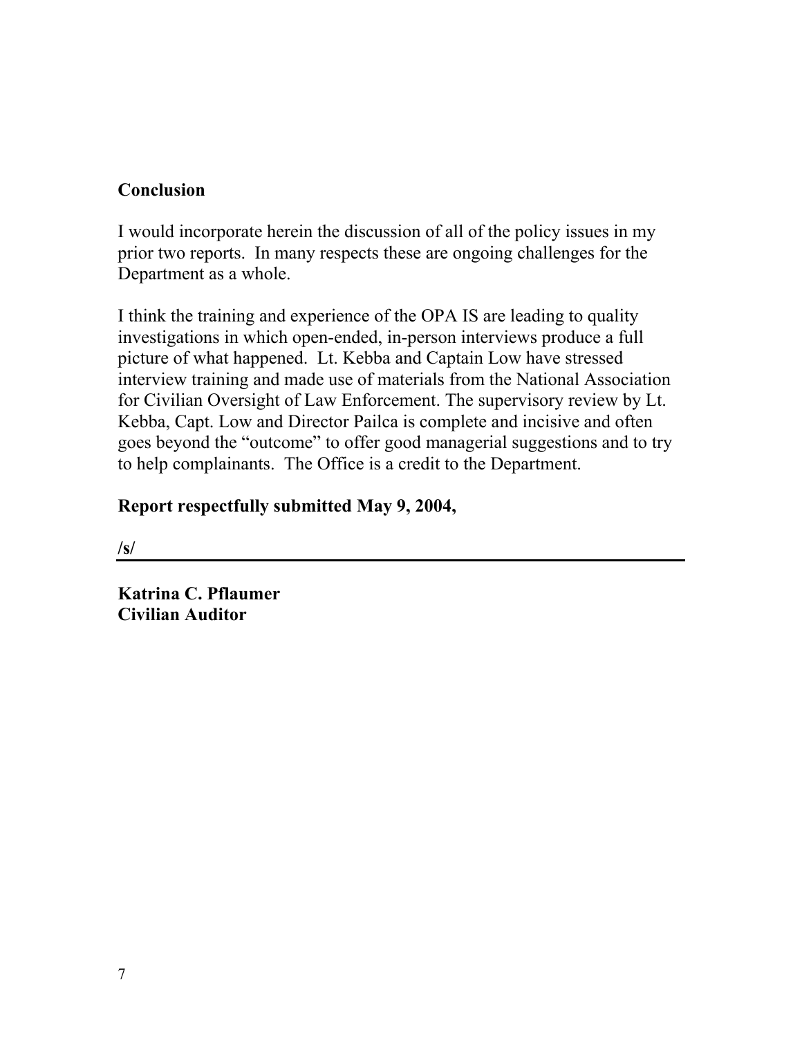## Conclusion

I would incorporate herein the discussion of all of the policy issues in my prior two reports. In many respects these are ongoing challenges for the Department as a whole.

I think the training and experience of the OPA IS are leading to quality investigations in which open-ended, in-person interviews produce a full picture of what happened. Lt. Kebba and Captain Low have stressed interview training and made use of materials from the National Association for Civilian Oversight of Law Enforcement. The supervisory review by Lt. Kebba, Capt. Low and Director Pailca is complete and incisive and often goes beyond the "outcome" to offer good managerial suggestions and to try to help complainants. The Office is a credit to the Department.

**Report respectfully submitted May 9, 2004,**

**/s/**

---

**Katrina C. Pflaumer**
**Civilian Auditor**